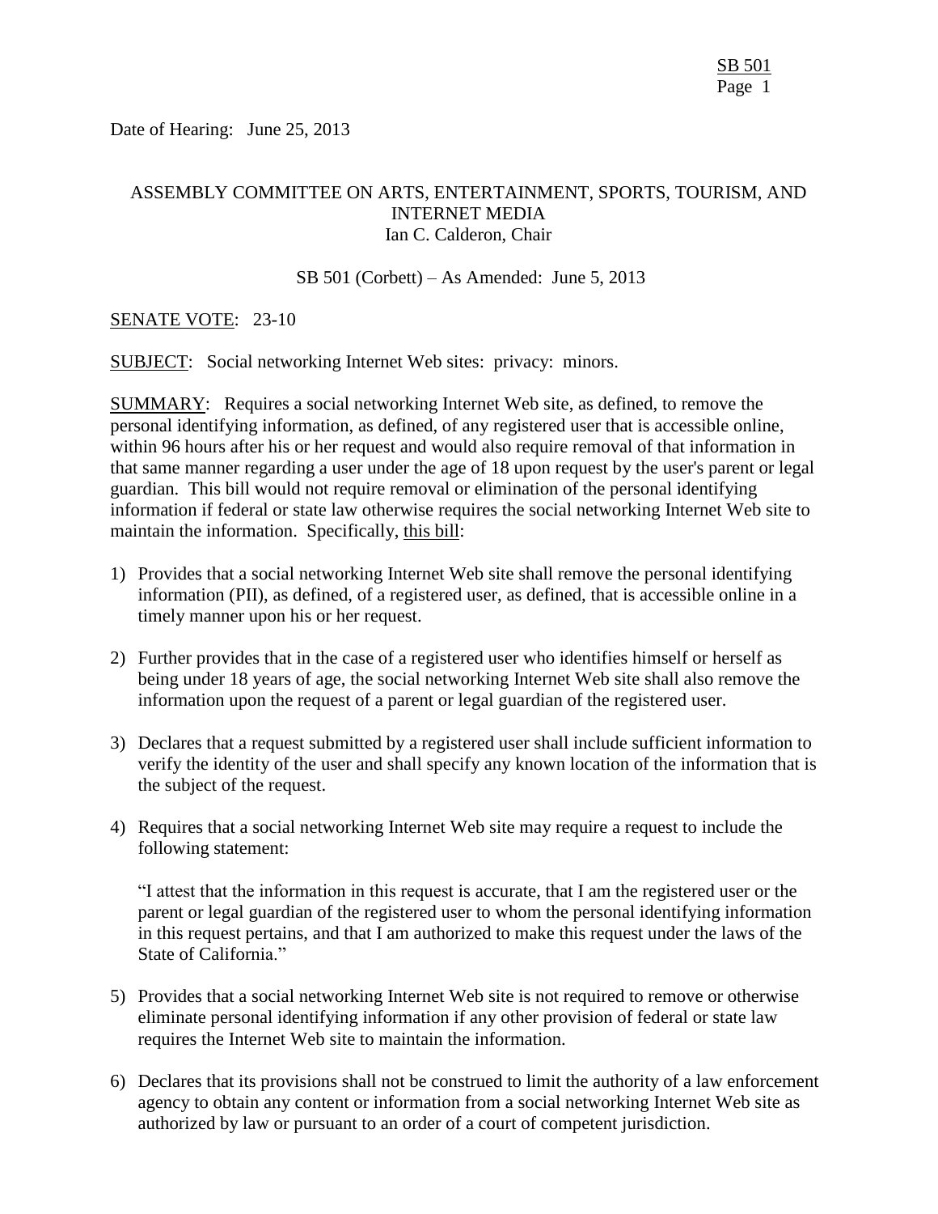Date of Hearing: June 25, 2013

ASSEMBLY COMMITTEE ON ARTS, ENTERTAINMENT, SPORTS, TOURISM, AND INTERNET MEDIA
Ian C. Calderon, Chair

SB 501 (Corbett) – As Amended: June 5, 2013

SENATE VOTE: 23-10

SUBJECT: Social networking Internet Web sites: privacy: minors.

SUMMARY: Requires a social networking Internet Web site, as defined, to remove the personal identifying information, as defined, of any registered user that is accessible online, within 96 hours after his or her request and would also require removal of that information in that same manner regarding a user under the age of 18 upon request by the user's parent or legal guardian. This bill would not require removal or elimination of the personal identifying information if federal or state law otherwise requires the social networking Internet Web site to maintain the information. Specifically, this bill:

1) Provides that a social networking Internet Web site shall remove the personal identifying information (PII), as defined, of a registered user, as defined, that is accessible online in a timely manner upon his or her request.

2) Further provides that in the case of a registered user who identifies himself or herself as being under 18 years of age, the social networking Internet Web site shall also remove the information upon the request of a parent or legal guardian of the registered user.

3) Declares that a request submitted by a registered user shall include sufficient information to verify the identity of the user and shall specify any known location of the information that is the subject of the request.

4) Requires that a social networking Internet Web site may require a request to include the following statement:

   "I attest that the information in this request is accurate, that I am the registered user or the parent or legal guardian of the registered user to whom the personal identifying information in this request pertains, and that I am authorized to make this request under the laws of the State of California."

5) Provides that a social networking Internet Web site is not required to remove or otherwise eliminate personal identifying information if any other provision of federal or state law requires the Internet Web site to maintain the information.

6) Declares that its provisions shall not be construed to limit the authority of a law enforcement agency to obtain any content or information from a social networking Internet Web site as authorized by law or pursuant to an order of a court of competent jurisdiction.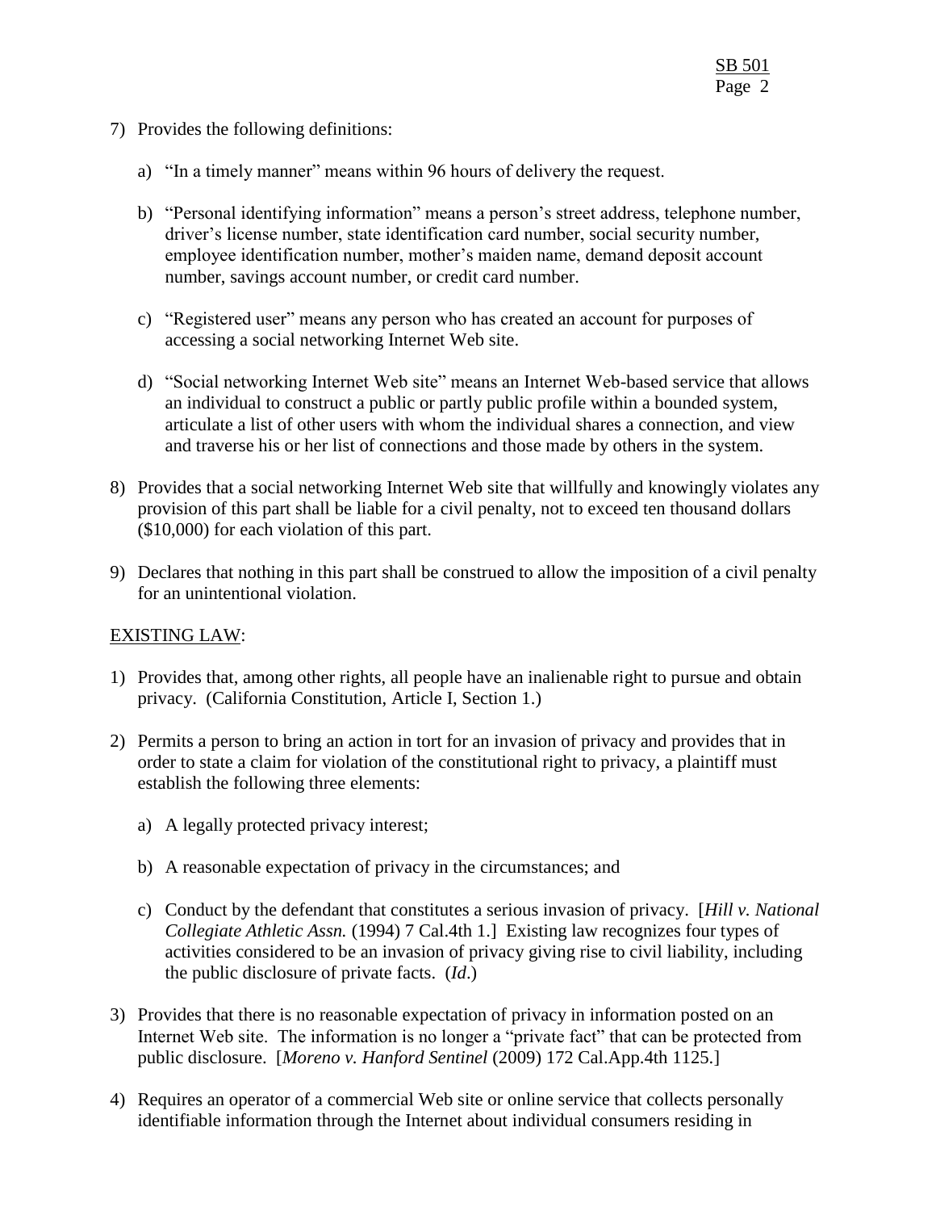7) Provides the following definitions:

   a) "In a timely manner" means within 96 hours of delivery the request.

   b) "Personal identifying information" means a person's street address, telephone number, driver's license number, state identification card number, social security number, employee identification number, mother's maiden name, demand deposit account number, savings account number, or credit card number.

   c) "Registered user" means any person who has created an account for purposes of accessing a social networking Internet Web site.

   d) "Social networking Internet Web site" means an Internet Web-based service that allows an individual to construct a public or partly public profile within a bounded system, articulate a list of other users with whom the individual shares a connection, and view and traverse his or her list of connections and those made by others in the system.

8) Provides that a social networking Internet Web site that willfully and knowingly violates any provision of this part shall be liable for a civil penalty, not to exceed ten thousand dollars ($10,000) for each violation of this part.

9) Declares that nothing in this part shall be construed to allow the imposition of a civil penalty for an unintentional violation.

EXISTING LAW:

1) Provides that, among other rights, all people have an inalienable right to pursue and obtain privacy. (California Constitution, Article I, Section 1.)

2) Permits a person to bring an action in tort for an invasion of privacy and provides that in order to state a claim for violation of the constitutional right to privacy, a plaintiff must establish the following three elements:

   a) A legally protected privacy interest;

   b) A reasonable expectation of privacy in the circumstances; and

   c) Conduct by the defendant that constitutes a serious invasion of privacy. [*Hill v. National Collegiate Athletic Assn.* (1994) 7 Cal.4th 1.] Existing law recognizes four types of activities considered to be an invasion of privacy giving rise to civil liability, including the public disclosure of private facts. (*Id*.)

3) Provides that there is no reasonable expectation of privacy in information posted on an Internet Web site. The information is no longer a "private fact" that can be protected from public disclosure. [*Moreno v. Hanford Sentinel* (2009) 172 Cal.App.4th 1125.]

4) Requires an operator of a commercial Web site or online service that collects personally identifiable information through the Internet about individual consumers residing in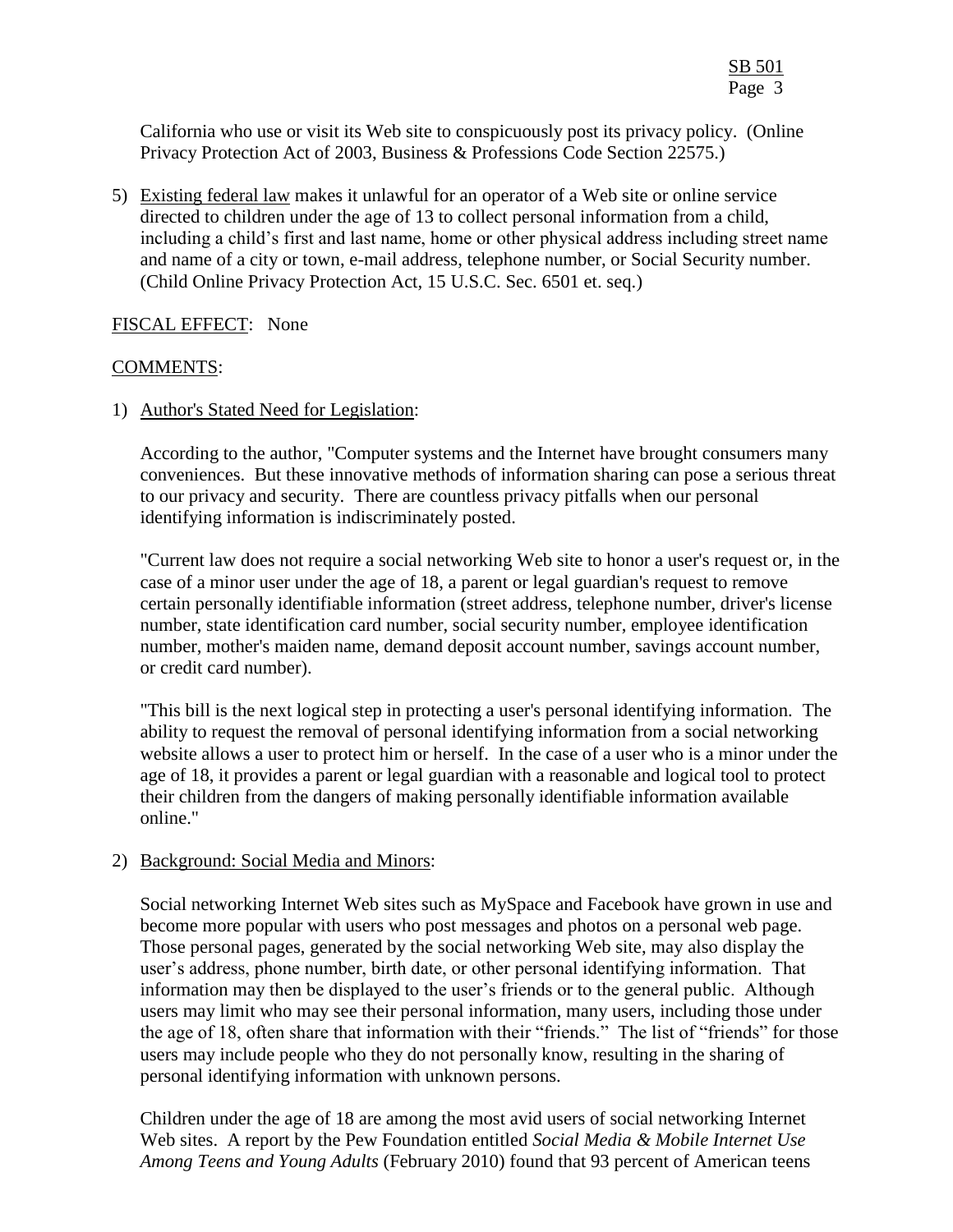California who use or visit its Web site to conspicuously post its privacy policy. (Online Privacy Protection Act of 2003, Business & Professions Code Section 22575.)

5) Existing federal law makes it unlawful for an operator of a Web site or online service directed to children under the age of 13 to collect personal information from a child, including a child's first and last name, home or other physical address including street name and name of a city or town, e-mail address, telephone number, or Social Security number. (Child Online Privacy Protection Act, 15 U.S.C. Sec. 6501 et. seq.)

FISCAL EFFECT: None

COMMENTS:

1) Author's Stated Need for Legislation:

   According to the author, "Computer systems and the Internet have brought consumers many conveniences. But these innovative methods of information sharing can pose a serious threat to our privacy and security. There are countless privacy pitfalls when our personal identifying information is indiscriminately posted.

   "Current law does not require a social networking Web site to honor a user's request or, in the case of a minor user under the age of 18, a parent or legal guardian's request to remove certain personally identifiable information (street address, telephone number, driver's license number, state identification card number, social security number, employee identification number, mother's maiden name, demand deposit account number, savings account number, or credit card number).

   "This bill is the next logical step in protecting a user's personal identifying information. The ability to request the removal of personal identifying information from a social networking website allows a user to protect him or herself. In the case of a user who is a minor under the age of 18, it provides a parent or legal guardian with a reasonable and logical tool to protect their children from the dangers of making personally identifiable information available online."

2) Background: Social Media and Minors:

   Social networking Internet Web sites such as MySpace and Facebook have grown in use and become more popular with users who post messages and photos on a personal web page. Those personal pages, generated by the social networking Web site, may also display the user's address, phone number, birth date, or other personal identifying information. That information may then be displayed to the user's friends or to the general public. Although users may limit who may see their personal information, many users, including those under the age of 18, often share that information with their "friends." The list of "friends" for those users may include people who they do not personally know, resulting in the sharing of personal identifying information with unknown persons.

   Children under the age of 18 are among the most avid users of social networking Internet Web sites. A report by the Pew Foundation entitled *Social Media & Mobile Internet Use Among Teens and Young Adults* (February 2010) found that 93 percent of American teens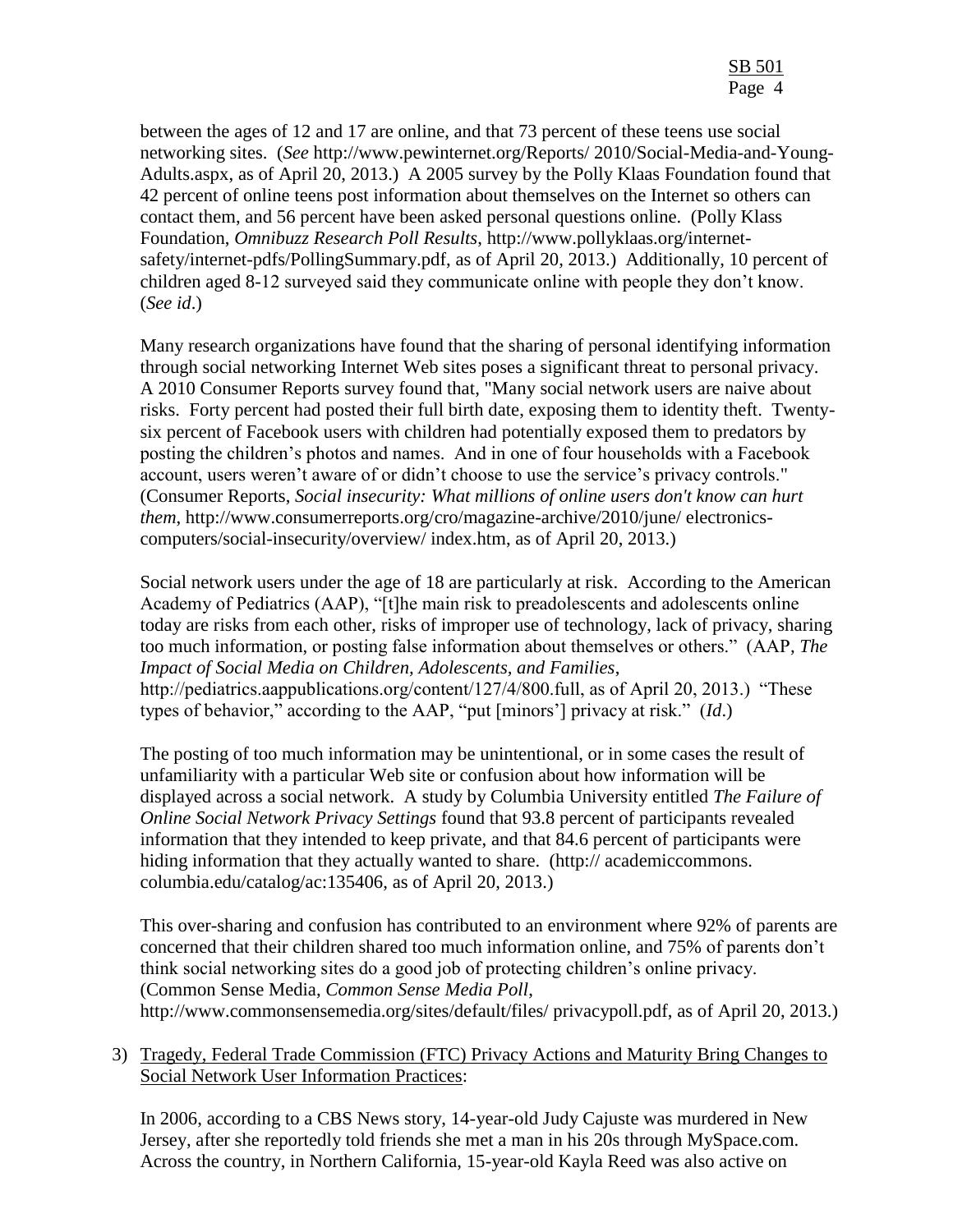between the ages of 12 and 17 are online, and that 73 percent of these teens use social networking sites. (*See* http://www.pewinternet.org/Reports/ 2010/Social-Media-and-Young-Adults.aspx, as of April 20, 2013.) A 2005 survey by the Polly Klaas Foundation found that 42 percent of online teens post information about themselves on the Internet so others can contact them, and 56 percent have been asked personal questions online. (Polly Klass Foundation, *Omnibuzz Research Poll Results*, http://www.pollyklaas.org/internet-safety/internet-pdfs/PollingSummary.pdf, as of April 20, 2013.) Additionally, 10 percent of children aged 8-12 surveyed said they communicate online with people they don't know. (*See id*.)

Many research organizations have found that the sharing of personal identifying information through social networking Internet Web sites poses a significant threat to personal privacy. A 2010 Consumer Reports survey found that, "Many social network users are naive about risks. Forty percent had posted their full birth date, exposing them to identity theft. Twenty-six percent of Facebook users with children had potentially exposed them to predators by posting the children's photos and names. And in one of four households with a Facebook account, users weren't aware of or didn't choose to use the service's privacy controls." (Consumer Reports, *Social insecurity: What millions of online users don't know can hurt them*, http://www.consumerreports.org/cro/magazine-archive/2010/june/ electronics-computers/social-insecurity/overview/ index.htm, as of April 20, 2013.)

Social network users under the age of 18 are particularly at risk. According to the American Academy of Pediatrics (AAP), "[t]he main risk to preadolescents and adolescents online today are risks from each other, risks of improper use of technology, lack of privacy, sharing too much information, or posting false information about themselves or others." (AAP, *The Impact of Social Media on Children, Adolescents, and Families*, http://pediatrics.aappublications.org/content/127/4/800.full, as of April 20, 2013.) "These types of behavior," according to the AAP, "put [minors'] privacy at risk." (*Id*.)

The posting of too much information may be unintentional, or in some cases the result of unfamiliarity with a particular Web site or confusion about how information will be displayed across a social network. A study by Columbia University entitled *The Failure of Online Social Network Privacy Settings* found that 93.8 percent of participants revealed information that they intended to keep private, and that 84.6 percent of participants were hiding information that they actually wanted to share. (http:// academiccommons. columbia.edu/catalog/ac:135406, as of April 20, 2013.)

This over-sharing and confusion has contributed to an environment where 92% of parents are concerned that their children shared too much information online, and 75% of parents don't think social networking sites do a good job of protecting children's online privacy. (Common Sense Media, *Common Sense Media Poll*, http://www.commonsensemedia.org/sites/default/files/ privacypoll.pdf, as of April 20, 2013.)

3) <u>Tragedy, Federal Trade Commission (FTC) Privacy Actions and Maturity Bring Changes to Social Network User Information Practices</u>:

In 2006, according to a CBS News story, 14-year-old Judy Cajuste was murdered in New Jersey, after she reportedly told friends she met a man in his 20s through MySpace.com. Across the country, in Northern California, 15-year-old Kayla Reed was also active on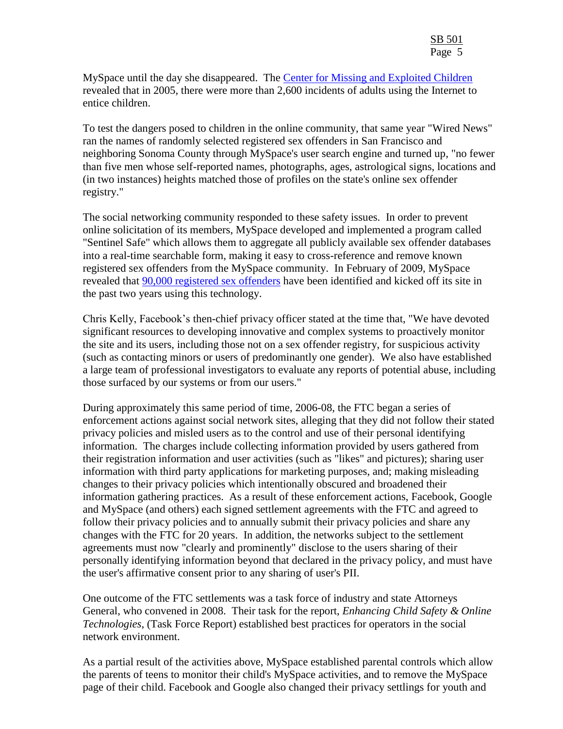MySpace until the day she disappeared. The Center for Missing and Exploited Children revealed that in 2005, there were more than 2,600 incidents of adults using the Internet to entice children.

To test the dangers posed to children in the online community, that same year "Wired News" ran the names of randomly selected registered sex offenders in San Francisco and neighboring Sonoma County through MySpace's user search engine and turned up, "no fewer than five men whose self-reported names, photographs, ages, astrological signs, locations and (in two instances) heights matched those of profiles on the state's online sex offender registry."

The social networking community responded to these safety issues. In order to prevent online solicitation of its members, MySpace developed and implemented a program called "Sentinel Safe" which allows them to aggregate all publicly available sex offender databases into a real-time searchable form, making it easy to cross-reference and remove known registered sex offenders from the MySpace community. In February of 2009, MySpace revealed that 90,000 registered sex offenders have been identified and kicked off its site in the past two years using this technology.

Chris Kelly, Facebook's then-chief privacy officer stated at the time that, "We have devoted significant resources to developing innovative and complex systems to proactively monitor the site and its users, including those not on a sex offender registry, for suspicious activity (such as contacting minors or users of predominantly one gender). We also have established a large team of professional investigators to evaluate any reports of potential abuse, including those surfaced by our systems or from our users."

During approximately this same period of time, 2006-08, the FTC began a series of enforcement actions against social network sites, alleging that they did not follow their stated privacy policies and misled users as to the control and use of their personal identifying information. The charges include collecting information provided by users gathered from their registration information and user activities (such as "likes" and pictures); sharing user information with third party applications for marketing purposes, and; making misleading changes to their privacy policies which intentionally obscured and broadened their information gathering practices. As a result of these enforcement actions, Facebook, Google and MySpace (and others) each signed settlement agreements with the FTC and agreed to follow their privacy policies and to annually submit their privacy policies and share any changes with the FTC for 20 years. In addition, the networks subject to the settlement agreements must now "clearly and prominently" disclose to the users sharing of their personally identifying information beyond that declared in the privacy policy, and must have the user's affirmative consent prior to any sharing of user's PII.

One outcome of the FTC settlements was a task force of industry and state Attorneys General, who convened in 2008. Their task for the report, *Enhancing Child Safety & Online Technologies,* (Task Force Report) established best practices for operators in the social network environment.

As a partial result of the activities above, MySpace established parental controls which allow the parents of teens to monitor their child's MySpace activities, and to remove the MySpace page of their child. Facebook and Google also changed their privacy settlings for youth and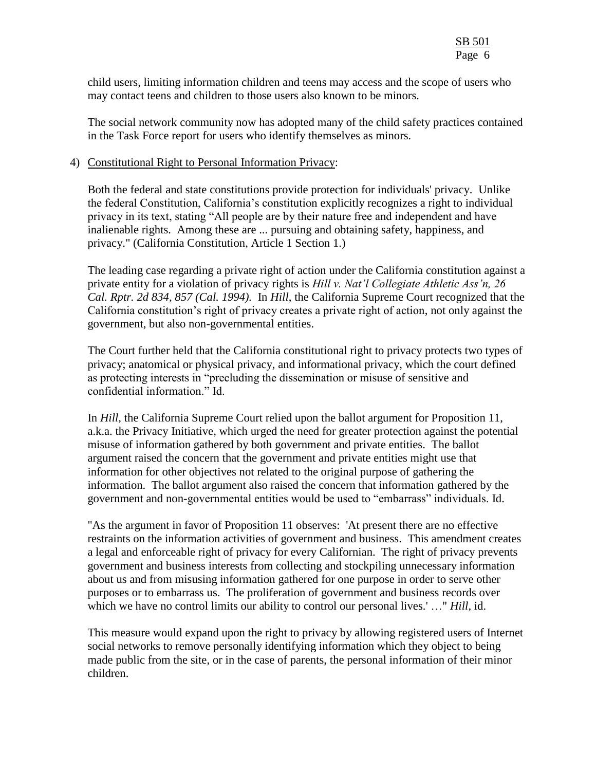child users, limiting information children and teens may access and the scope of users who may contact teens and children to those users also known to be minors.

The social network community now has adopted many of the child safety practices contained in the Task Force report for users who identify themselves as minors.

4) Constitutional Right to Personal Information Privacy:

Both the federal and state constitutions provide protection for individuals' privacy. Unlike the federal Constitution, California's constitution explicitly recognizes a right to individual privacy in its text, stating "All people are by their nature free and independent and have inalienable rights. Among these are ... pursuing and obtaining safety, happiness, and privacy." (California Constitution, Article 1 Section 1.)

The leading case regarding a private right of action under the California constitution against a private entity for a violation of privacy rights is *Hill v. Nat'l Collegiate Athletic Ass'n, 26 Cal. Rptr. 2d 834, 857 (Cal. 1994).* In *Hill*, the California Supreme Court recognized that the California constitution's right of privacy creates a private right of action, not only against the government, but also non-governmental entities.

The Court further held that the California constitutional right to privacy protects two types of privacy; anatomical or physical privacy, and informational privacy, which the court defined as protecting interests in "precluding the dissemination or misuse of sensitive and confidential information." Id.

In *Hill*, the California Supreme Court relied upon the ballot argument for Proposition 11, a.k.a. the Privacy Initiative, which urged the need for greater protection against the potential misuse of information gathered by both government and private entities. The ballot argument raised the concern that the government and private entities might use that information for other objectives not related to the original purpose of gathering the information. The ballot argument also raised the concern that information gathered by the government and non-governmental entities would be used to "embarrass" individuals. Id.

"As the argument in favor of Proposition 11 observes: 'At present there are no effective restraints on the information activities of government and business. This amendment creates a legal and enforceable right of privacy for every Californian. The right of privacy prevents government and business interests from collecting and stockpiling unnecessary information about us and from misusing information gathered for one purpose in order to serve other purposes or to embarrass us. The proliferation of government and business records over which we have no control limits our ability to control our personal lives.' …" *Hill*, id.

This measure would expand upon the right to privacy by allowing registered users of Internet social networks to remove personally identifying information which they object to being made public from the site, or in the case of parents, the personal information of their minor children.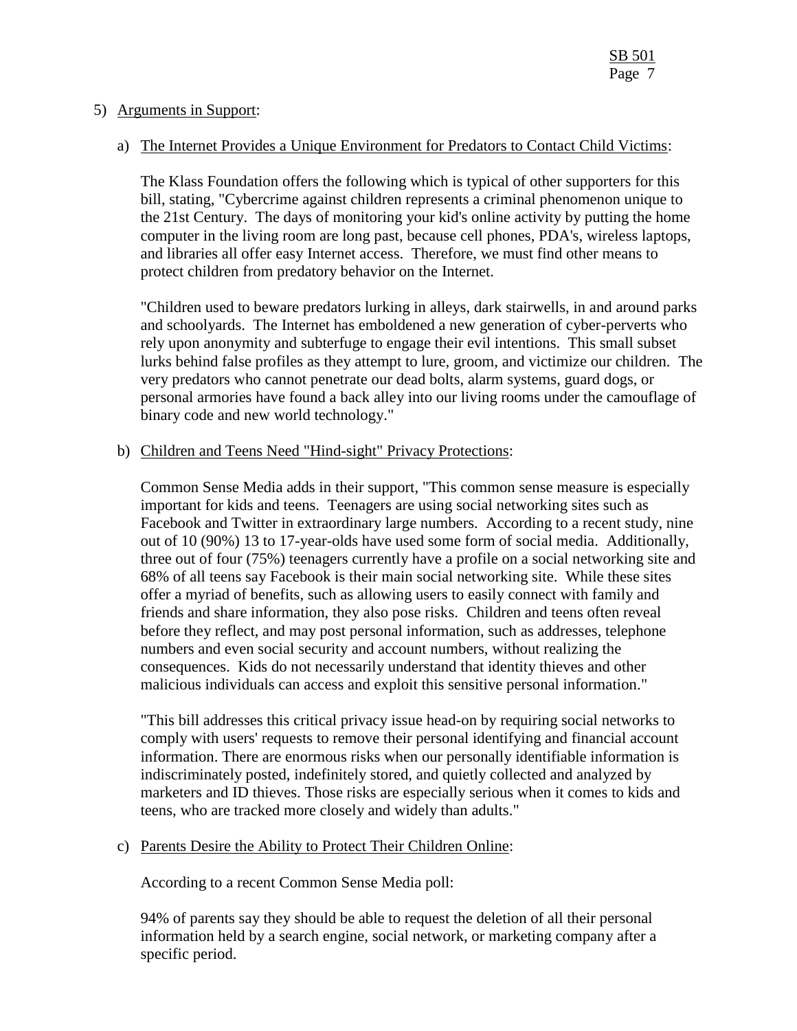5) Arguments in Support:

a) The Internet Provides a Unique Environment for Predators to Contact Child Victims:

The Klass Foundation offers the following which is typical of other supporters for this bill, stating, "Cybercrime against children represents a criminal phenomenon unique to the 21st Century. The days of monitoring your kid's online activity by putting the home computer in the living room are long past, because cell phones, PDA's, wireless laptops, and libraries all offer easy Internet access. Therefore, we must find other means to protect children from predatory behavior on the Internet.

"Children used to beware predators lurking in alleys, dark stairwells, in and around parks and schoolyards. The Internet has emboldened a new generation of cyber-perverts who rely upon anonymity and subterfuge to engage their evil intentions. This small subset lurks behind false profiles as they attempt to lure, groom, and victimize our children. The very predators who cannot penetrate our dead bolts, alarm systems, guard dogs, or personal armories have found a back alley into our living rooms under the camouflage of binary code and new world technology."

b) Children and Teens Need "Hind-sight" Privacy Protections:

Common Sense Media adds in their support, "This common sense measure is especially important for kids and teens. Teenagers are using social networking sites such as Facebook and Twitter in extraordinary large numbers. According to a recent study, nine out of 10 (90%) 13 to 17-year-olds have used some form of social media. Additionally, three out of four (75%) teenagers currently have a profile on a social networking site and 68% of all teens say Facebook is their main social networking site. While these sites offer a myriad of benefits, such as allowing users to easily connect with family and friends and share information, they also pose risks. Children and teens often reveal before they reflect, and may post personal information, such as addresses, telephone numbers and even social security and account numbers, without realizing the consequences. Kids do not necessarily understand that identity thieves and other malicious individuals can access and exploit this sensitive personal information."

"This bill addresses this critical privacy issue head-on by requiring social networks to comply with users' requests to remove their personal identifying and financial account information. There are enormous risks when our personally identifiable information is indiscriminately posted, indefinitely stored, and quietly collected and analyzed by marketers and ID thieves. Those risks are especially serious when it comes to kids and teens, who are tracked more closely and widely than adults."

c) Parents Desire the Ability to Protect Their Children Online:

According to a recent Common Sense Media poll:

94% of parents say they should be able to request the deletion of all their personal information held by a search engine, social network, or marketing company after a specific period.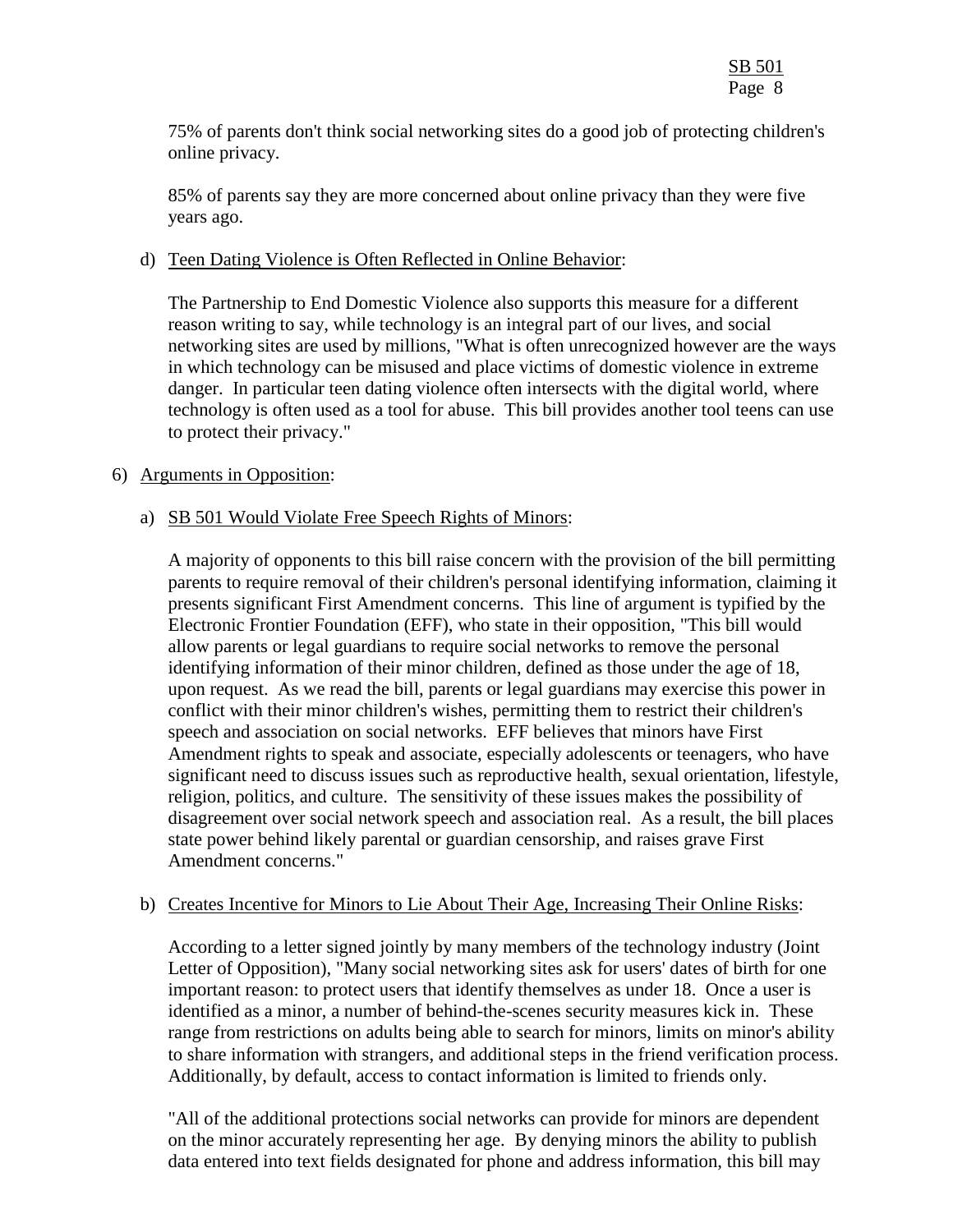75% of parents don't think social networking sites do a good job of protecting children's online privacy.

85% of parents say they are more concerned about online privacy than they were five years ago.

d) Teen Dating Violence is Often Reflected in Online Behavior:

The Partnership to End Domestic Violence also supports this measure for a different reason writing to say, while technology is an integral part of our lives, and social networking sites are used by millions, "What is often unrecognized however are the ways in which technology can be misused and place victims of domestic violence in extreme danger. In particular teen dating violence often intersects with the digital world, where technology is often used as a tool for abuse. This bill provides another tool teens can use to protect their privacy."

6) Arguments in Opposition:

a) SB 501 Would Violate Free Speech Rights of Minors:

A majority of opponents to this bill raise concern with the provision of the bill permitting parents to require removal of their children's personal identifying information, claiming it presents significant First Amendment concerns. This line of argument is typified by the Electronic Frontier Foundation (EFF), who state in their opposition, "This bill would allow parents or legal guardians to require social networks to remove the personal identifying information of their minor children, defined as those under the age of 18, upon request. As we read the bill, parents or legal guardians may exercise this power in conflict with their minor children's wishes, permitting them to restrict their children's speech and association on social networks. EFF believes that minors have First Amendment rights to speak and associate, especially adolescents or teenagers, who have significant need to discuss issues such as reproductive health, sexual orientation, lifestyle, religion, politics, and culture. The sensitivity of these issues makes the possibility of disagreement over social network speech and association real. As a result, the bill places state power behind likely parental or guardian censorship, and raises grave First Amendment concerns."

b) Creates Incentive for Minors to Lie About Their Age, Increasing Their Online Risks:

According to a letter signed jointly by many members of the technology industry (Joint Letter of Opposition), "Many social networking sites ask for users' dates of birth for one important reason: to protect users that identify themselves as under 18. Once a user is identified as a minor, a number of behind-the-scenes security measures kick in. These range from restrictions on adults being able to search for minors, limits on minor's ability to share information with strangers, and additional steps in the friend verification process. Additionally, by default, access to contact information is limited to friends only.

"All of the additional protections social networks can provide for minors are dependent on the minor accurately representing her age. By denying minors the ability to publish data entered into text fields designated for phone and address information, this bill may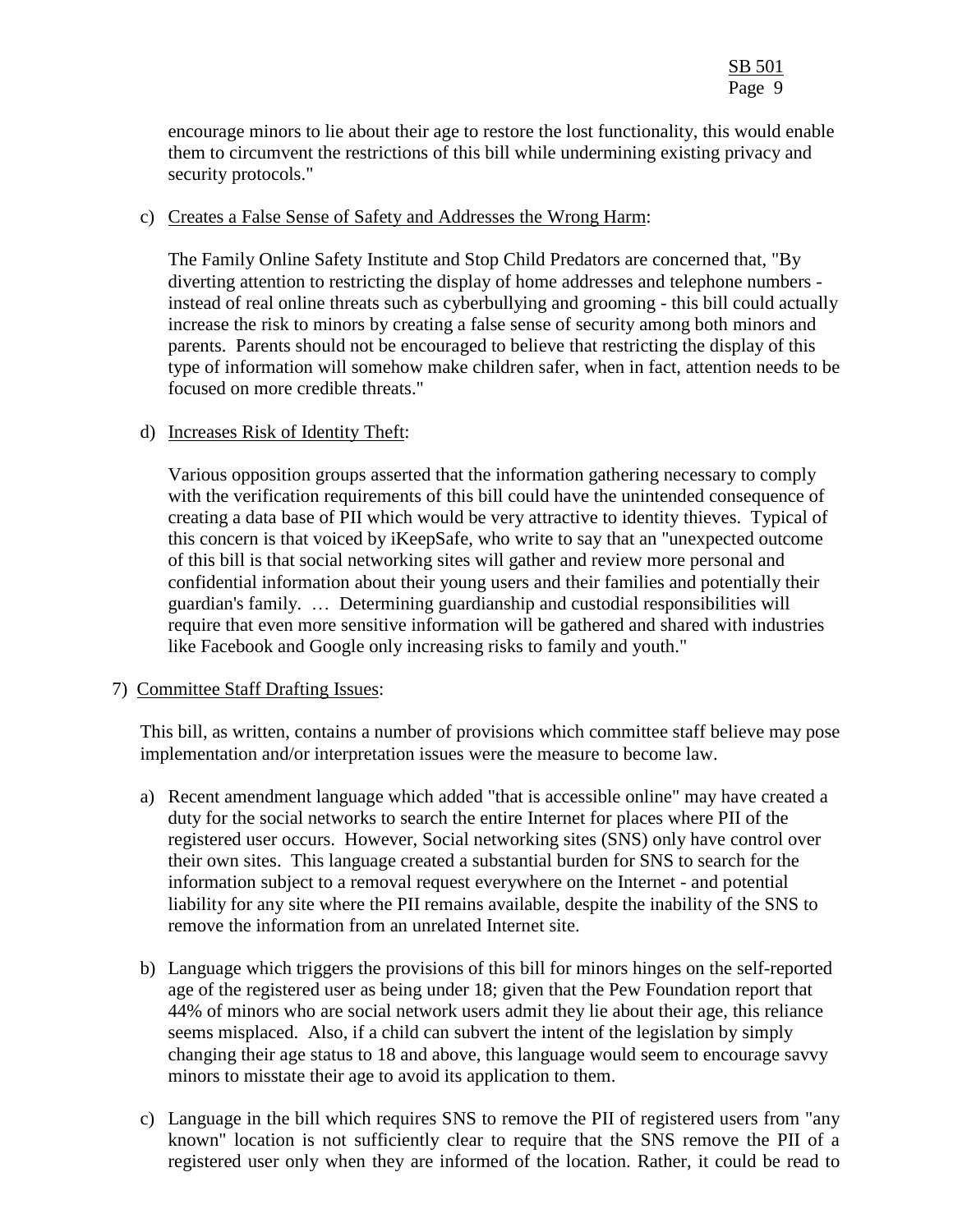encourage minors to lie about their age to restore the lost functionality, this would enable them to circumvent the restrictions of this bill while undermining existing privacy and security protocols."

c) Creates a False Sense of Safety and Addresses the Wrong Harm:

The Family Online Safety Institute and Stop Child Predators are concerned that, "By diverting attention to restricting the display of home addresses and telephone numbers - instead of real online threats such as cyberbullying and grooming - this bill could actually increase the risk to minors by creating a false sense of security among both minors and parents. Parents should not be encouraged to believe that restricting the display of this type of information will somehow make children safer, when in fact, attention needs to be focused on more credible threats."

d) Increases Risk of Identity Theft:

Various opposition groups asserted that the information gathering necessary to comply with the verification requirements of this bill could have the unintended consequence of creating a data base of PII which would be very attractive to identity thieves. Typical of this concern is that voiced by iKeepSafe, who write to say that an "unexpected outcome of this bill is that social networking sites will gather and review more personal and confidential information about their young users and their families and potentially their guardian's family. … Determining guardianship and custodial responsibilities will require that even more sensitive information will be gathered and shared with industries like Facebook and Google only increasing risks to family and youth."

7) Committee Staff Drafting Issues:

This bill, as written, contains a number of provisions which committee staff believe may pose implementation and/or interpretation issues were the measure to become law.

a) Recent amendment language which added "that is accessible online" may have created a duty for the social networks to search the entire Internet for places where PII of the registered user occurs. However, Social networking sites (SNS) only have control over their own sites. This language created a substantial burden for SNS to search for the information subject to a removal request everywhere on the Internet - and potential liability for any site where the PII remains available, despite the inability of the SNS to remove the information from an unrelated Internet site.

b) Language which triggers the provisions of this bill for minors hinges on the self-reported age of the registered user as being under 18; given that the Pew Foundation report that 44% of minors who are social network users admit they lie about their age, this reliance seems misplaced. Also, if a child can subvert the intent of the legislation by simply changing their age status to 18 and above, this language would seem to encourage savvy minors to misstate their age to avoid its application to them.

c) Language in the bill which requires SNS to remove the PII of registered users from "any known" location is not sufficiently clear to require that the SNS remove the PII of a registered user only when they are informed of the location. Rather, it could be read to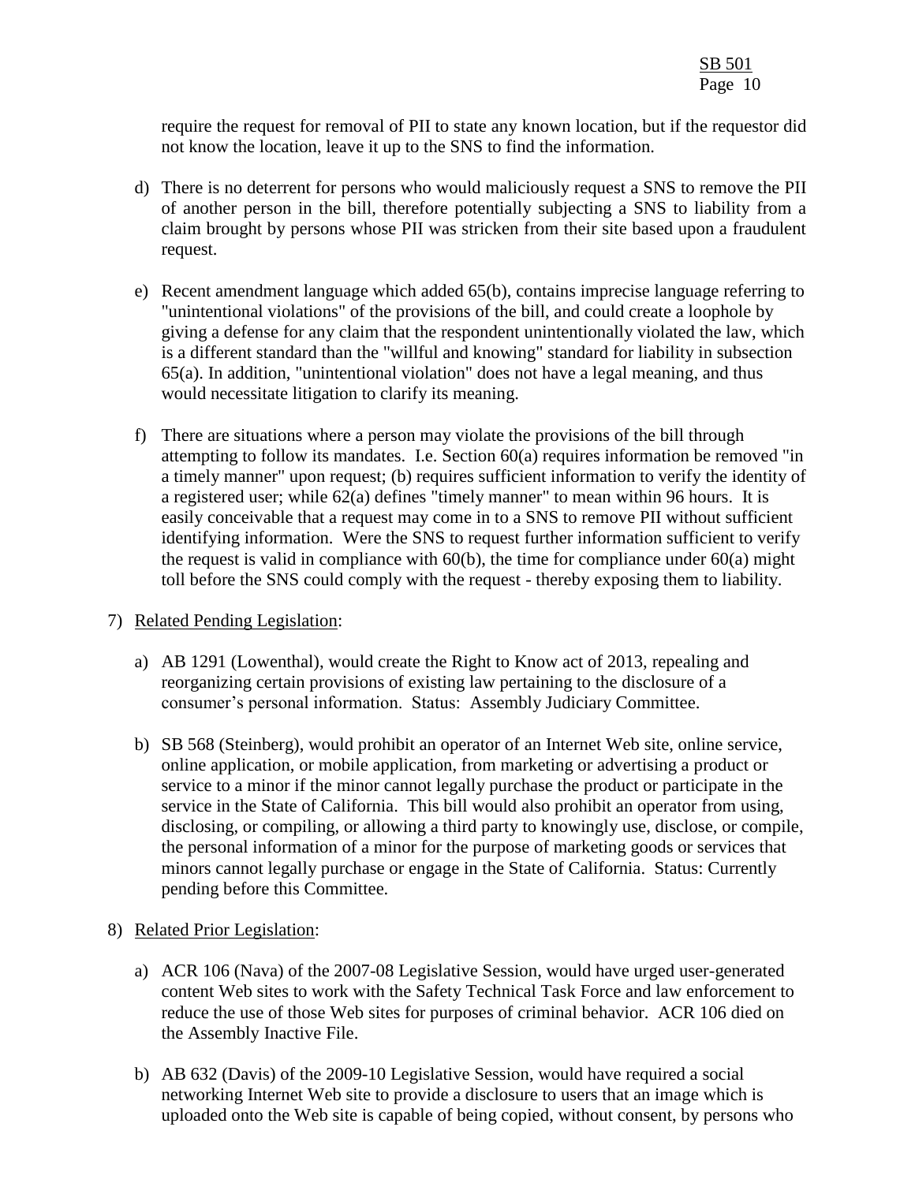require the request for removal of PII to state any known location, but if the requestor did not know the location, leave it up to the SNS to find the information.

d) There is no deterrent for persons who would maliciously request a SNS to remove the PII of another person in the bill, therefore potentially subjecting a SNS to liability from a claim brought by persons whose PII was stricken from their site based upon a fraudulent request.

e) Recent amendment language which added 65(b), contains imprecise language referring to "unintentional violations" of the provisions of the bill, and could create a loophole by giving a defense for any claim that the respondent unintentionally violated the law, which is a different standard than the "willful and knowing" standard for liability in subsection 65(a). In addition, "unintentional violation" does not have a legal meaning, and thus would necessitate litigation to clarify its meaning.

f) There are situations where a person may violate the provisions of the bill through attempting to follow its mandates. I.e. Section 60(a) requires information be removed "in a timely manner" upon request; (b) requires sufficient information to verify the identity of a registered user; while 62(a) defines "timely manner" to mean within 96 hours. It is easily conceivable that a request may come in to a SNS to remove PII without sufficient identifying information. Were the SNS to request further information sufficient to verify the request is valid in compliance with 60(b), the time for compliance under 60(a) might toll before the SNS could comply with the request - thereby exposing them to liability.

7) Related Pending Legislation:

a) AB 1291 (Lowenthal), would create the Right to Know act of 2013, repealing and reorganizing certain provisions of existing law pertaining to the disclosure of a consumer's personal information. Status: Assembly Judiciary Committee.

b) SB 568 (Steinberg), would prohibit an operator of an Internet Web site, online service, online application, or mobile application, from marketing or advertising a product or service to a minor if the minor cannot legally purchase the product or participate in the service in the State of California. This bill would also prohibit an operator from using, disclosing, or compiling, or allowing a third party to knowingly use, disclose, or compile, the personal information of a minor for the purpose of marketing goods or services that minors cannot legally purchase or engage in the State of California. Status: Currently pending before this Committee.

8) Related Prior Legislation:

a) ACR 106 (Nava) of the 2007-08 Legislative Session, would have urged user-generated content Web sites to work with the Safety Technical Task Force and law enforcement to reduce the use of those Web sites for purposes of criminal behavior. ACR 106 died on the Assembly Inactive File.

b) AB 632 (Davis) of the 2009-10 Legislative Session, would have required a social networking Internet Web site to provide a disclosure to users that an image which is uploaded onto the Web site is capable of being copied, without consent, by persons who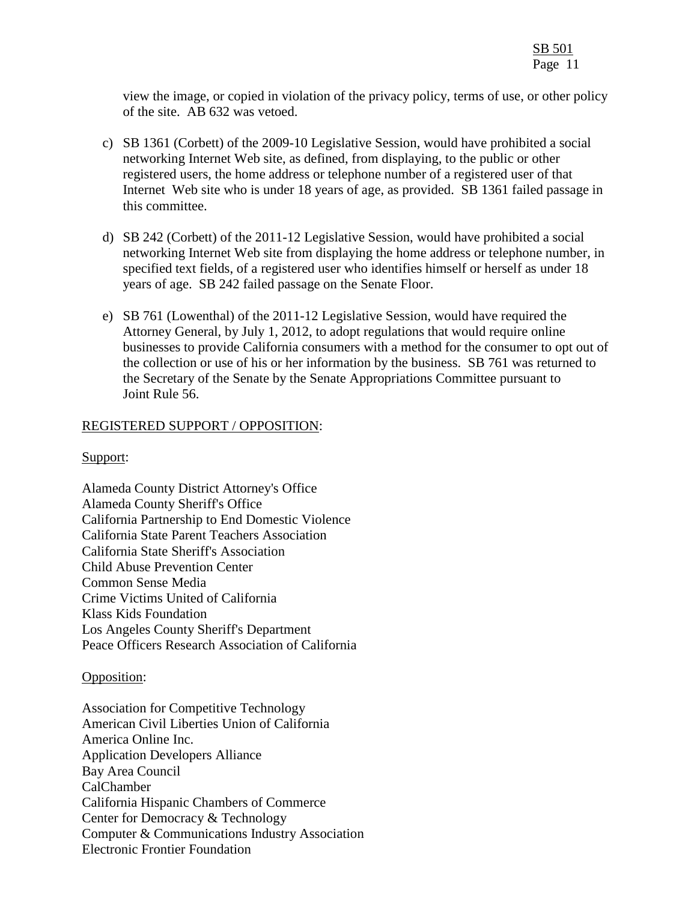view the image, or copied in violation of the privacy policy, terms of use, or other policy of the site. AB 632 was vetoed.

c) SB 1361 (Corbett) of the 2009-10 Legislative Session, would have prohibited a social networking Internet Web site, as defined, from displaying, to the public or other registered users, the home address or telephone number of a registered user of that Internet Web site who is under 18 years of age, as provided. SB 1361 failed passage in this committee.

d) SB 242 (Corbett) of the 2011-12 Legislative Session, would have prohibited a social networking Internet Web site from displaying the home address or telephone number, in specified text fields, of a registered user who identifies himself or herself as under 18 years of age. SB 242 failed passage on the Senate Floor.

e) SB 761 (Lowenthal) of the 2011-12 Legislative Session, would have required the Attorney General, by July 1, 2012, to adopt regulations that would require online businesses to provide California consumers with a method for the consumer to opt out of the collection or use of his or her information by the business. SB 761 was returned to the Secretary of the Senate by the Senate Appropriations Committee pursuant to Joint Rule 56.

REGISTERED SUPPORT / OPPOSITION:

Support:

Alameda County District Attorney's Office
Alameda County Sheriff's Office
California Partnership to End Domestic Violence
California State Parent Teachers Association
California State Sheriff's Association
Child Abuse Prevention Center
Common Sense Media
Crime Victims United of California
Klass Kids Foundation
Los Angeles County Sheriff's Department
Peace Officers Research Association of California

Opposition:

Association for Competitive Technology
American Civil Liberties Union of California
America Online Inc.
Application Developers Alliance
Bay Area Council
CalChamber
California Hispanic Chambers of Commerce
Center for Democracy & Technology
Computer & Communications Industry Association
Electronic Frontier Foundation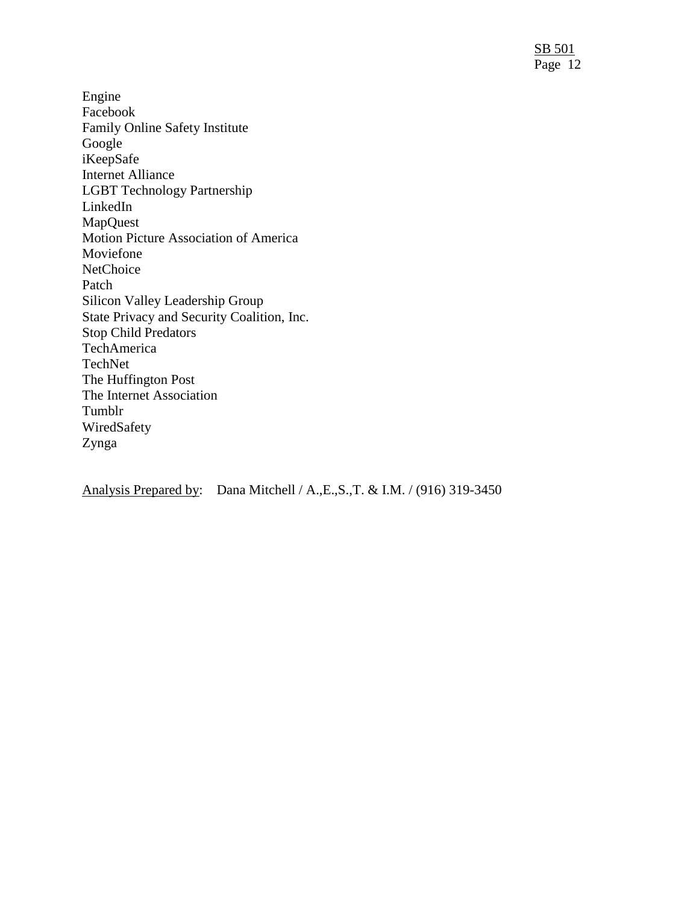Engine
Facebook
Family Online Safety Institute
Google
iKeepSafe
Internet Alliance
LGBT Technology Partnership
LinkedIn
MapQuest
Motion Picture Association of America
Moviefone
NetChoice
Patch
Silicon Valley Leadership Group
State Privacy and Security Coalition, Inc.
Stop Child Predators
TechAmerica
TechNet
The Huffington Post
The Internet Association
Tumblr
WiredSafety
Zynga

Analysis Prepared by: Dana Mitchell / A.,E.,S.,T. & I.M. / (916) 319-3450